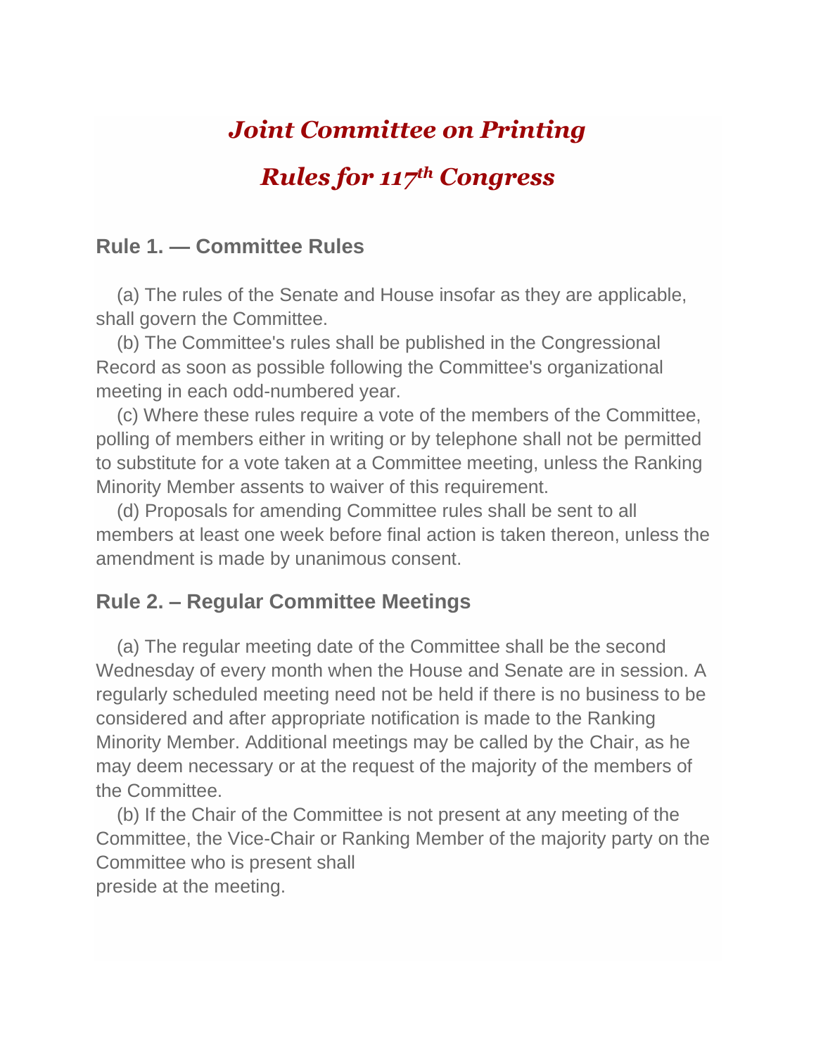# *Joint Committee on Printing*

## *Rules for 117th Congress*

### Rule 1. — Committee Rules

(a) The rules of the Senate and House insofar as they are applicable, shall govern the Committee.

(b) The Committee's rules shall be published in the Congressional Record as soon as possible following the Committee's organizational meeting in each odd-numbered year.

(c) Where these rules require a vote of the members of the Committee, polling of members either in writing or by telephone shall not be permitted to substitute for a vote taken at a Committee meeting, unless the Ranking Minority Member assents to waiver of this requirement.

(d) Proposals for amending Committee rules shall be sent to all members at least one week before final action is taken thereon, unless the amendment is made by unanimous consent.

### Rule 2. – Regular Committee Meetings

(a) The regular meeting date of the Committee shall be the second Wednesday of every month when the House and Senate are in session. A regularly scheduled meeting need not be held if there is no business to be considered and after appropriate notification is made to the Ranking Minority Member. Additional meetings may be called by the Chair, as he may deem necessary or at the request of the majority of the members of the Committee.

(b) If the Chair of the Committee is not present at any meeting of the Committee, the Vice-Chair or Ranking Member of the majority party on the Committee who is present shall preside at the meeting.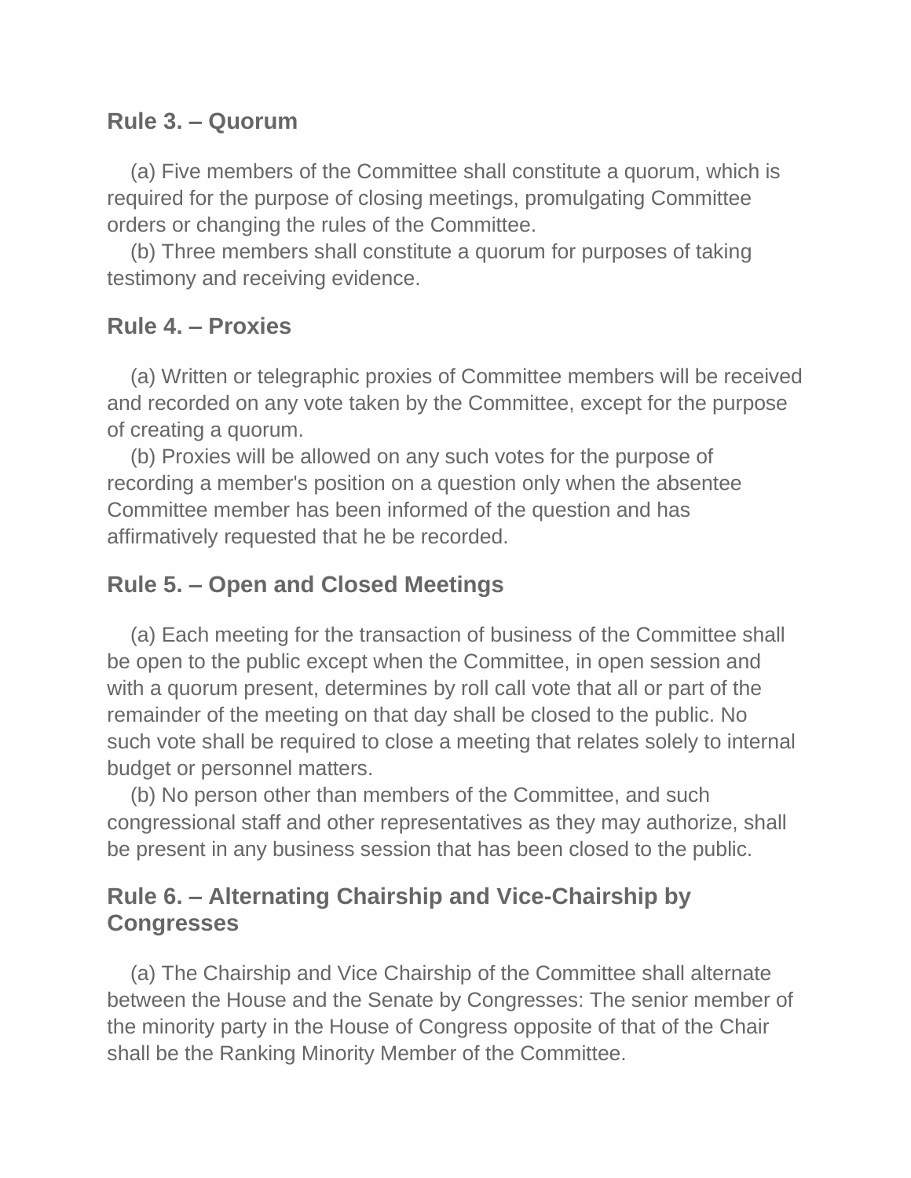## Rule 3. – Quorum

(a) Five members of the Committee shall constitute a quorum, which is required for the purpose of closing meetings, promulgating Committee orders or changing the rules of the Committee.
(b) Three members shall constitute a quorum for purposes of taking testimony and receiving evidence.

## Rule 4. – Proxies

(a) Written or telegraphic proxies of Committee members will be received and recorded on any vote taken by the Committee, except for the purpose of creating a quorum.
(b) Proxies will be allowed on any such votes for the purpose of recording a member's position on a question only when the absentee Committee member has been informed of the question and has affirmatively requested that he be recorded.

## Rule 5. – Open and Closed Meetings

(a) Each meeting for the transaction of business of the Committee shall be open to the public except when the Committee, in open session and with a quorum present, determines by roll call vote that all or part of the remainder of the meeting on that day shall be closed to the public. No such vote shall be required to close a meeting that relates solely to internal budget or personnel matters.
(b) No person other than members of the Committee, and such congressional staff and other representatives as they may authorize, shall be present in any business session that has been closed to the public.

## Rule 6. – Alternating Chairship and Vice-Chairship by Congresses

(a) The Chairship and Vice Chairship of the Committee shall alternate between the House and the Senate by Congresses: The senior member of the minority party in the House of Congress opposite of that of the Chair shall be the Ranking Minority Member of the Committee.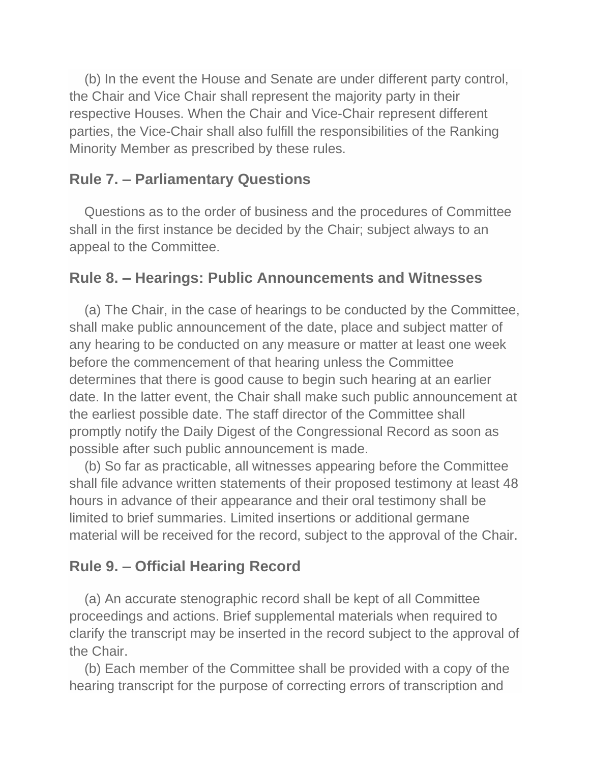(b) In the event the House and Senate are under different party control, the Chair and Vice Chair shall represent the majority party in their respective Houses. When the Chair and Vice-Chair represent different parties, the Vice-Chair shall also fulfill the responsibilities of the Ranking Minority Member as prescribed by these rules.

## Rule 7. – Parliamentary Questions

Questions as to the order of business and the procedures of Committee shall in the first instance be decided by the Chair; subject always to an appeal to the Committee.

## Rule 8. – Hearings: Public Announcements and Witnesses

(a) The Chair, in the case of hearings to be conducted by the Committee, shall make public announcement of the date, place and subject matter of any hearing to be conducted on any measure or matter at least one week before the commencement of that hearing unless the Committee determines that there is good cause to begin such hearing at an earlier date. In the latter event, the Chair shall make such public announcement at the earliest possible date. The staff director of the Committee shall promptly notify the Daily Digest of the Congressional Record as soon as possible after such public announcement is made.

(b) So far as practicable, all witnesses appearing before the Committee shall file advance written statements of their proposed testimony at least 48 hours in advance of their appearance and their oral testimony shall be limited to brief summaries. Limited insertions or additional germane material will be received for the record, subject to the approval of the Chair.

## Rule 9. – Official Hearing Record

(a) An accurate stenographic record shall be kept of all Committee proceedings and actions. Brief supplemental materials when required to clarify the transcript may be inserted in the record subject to the approval of the Chair.

(b) Each member of the Committee shall be provided with a copy of the hearing transcript for the purpose of correcting errors of transcription and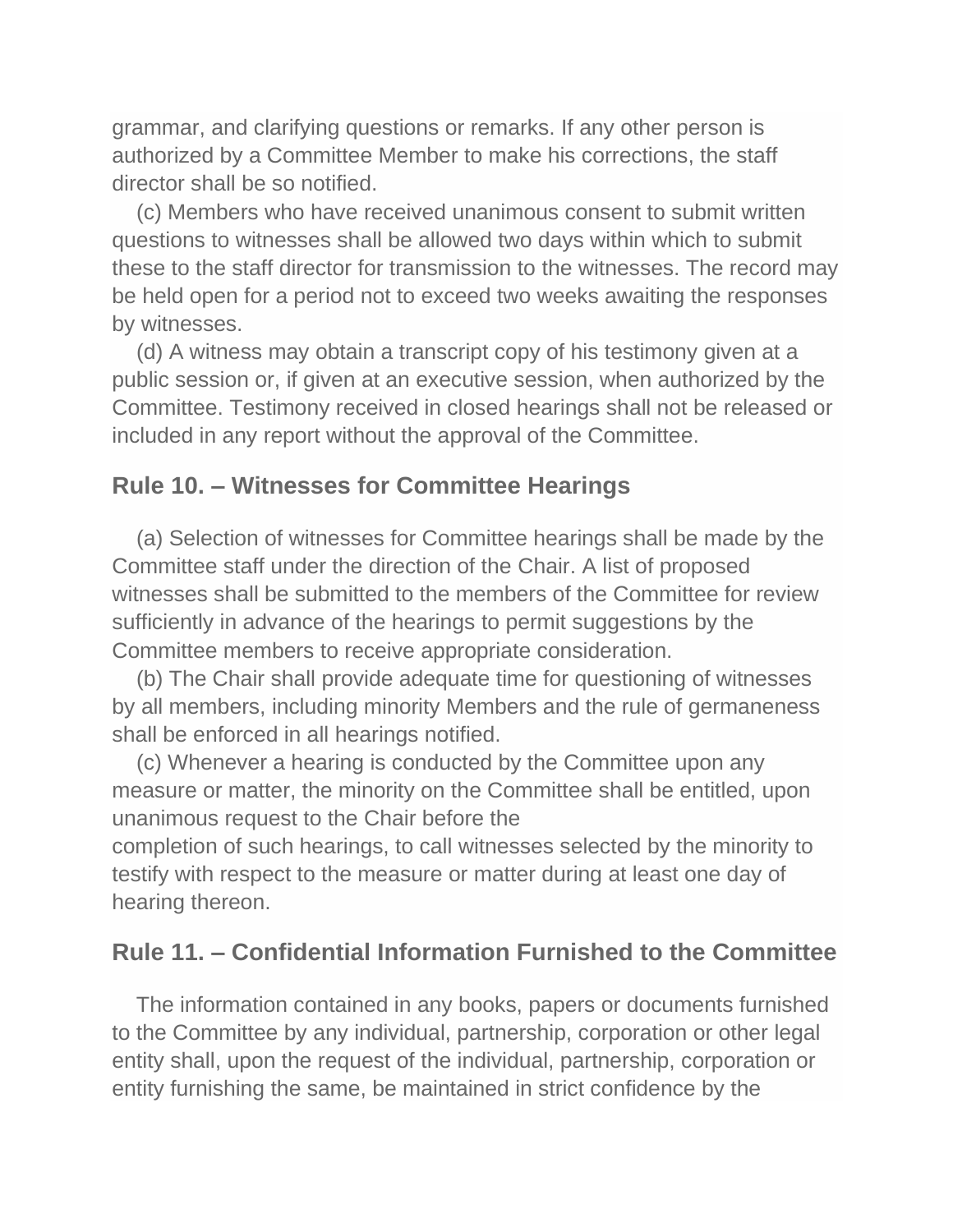grammar, and clarifying questions or remarks. If any other person is authorized by a Committee Member to make his corrections, the staff director shall be so notified.

(c) Members who have received unanimous consent to submit written questions to witnesses shall be allowed two days within which to submit these to the staff director for transmission to the witnesses. The record may be held open for a period not to exceed two weeks awaiting the responses by witnesses.

(d) A witness may obtain a transcript copy of his testimony given at a public session or, if given at an executive session, when authorized by the Committee. Testimony received in closed hearings shall not be released or included in any report without the approval of the Committee.

## Rule 10. – Witnesses for Committee Hearings

(a) Selection of witnesses for Committee hearings shall be made by the Committee staff under the direction of the Chair. A list of proposed witnesses shall be submitted to the members of the Committee for review sufficiently in advance of the hearings to permit suggestions by the Committee members to receive appropriate consideration.

(b) The Chair shall provide adequate time for questioning of witnesses by all members, including minority Members and the rule of germaneness shall be enforced in all hearings notified.

(c) Whenever a hearing is conducted by the Committee upon any measure or matter, the minority on the Committee shall be entitled, upon unanimous request to the Chair before the completion of such hearings, to call witnesses selected by the minority to testify with respect to the measure or matter during at least one day of hearing thereon.

## Rule 11. – Confidential Information Furnished to the Committee

The information contained in any books, papers or documents furnished to the Committee by any individual, partnership, corporation or other legal entity shall, upon the request of the individual, partnership, corporation or entity furnishing the same, be maintained in strict confidence by the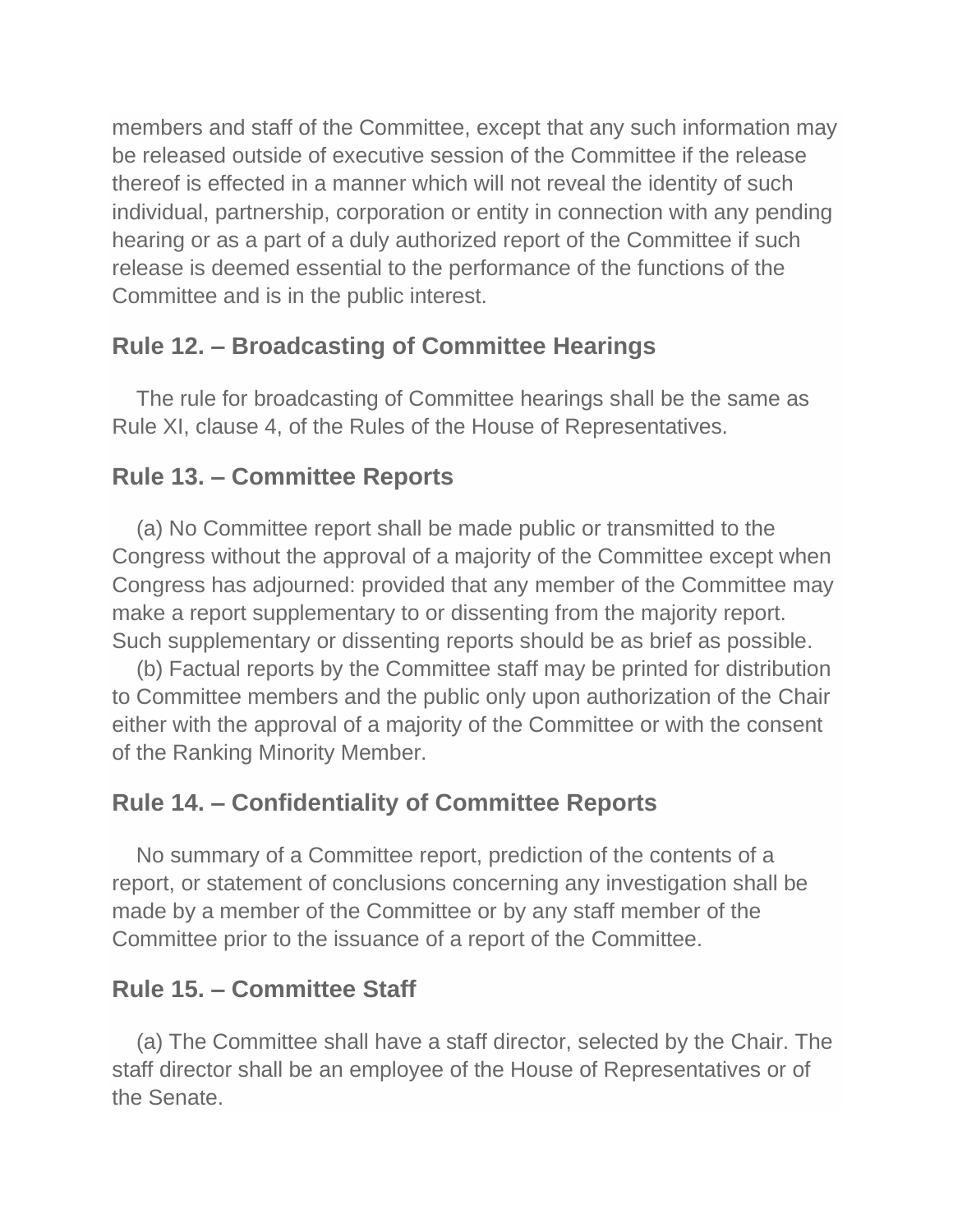members and staff of the Committee, except that any such information may be released outside of executive session of the Committee if the release thereof is effected in a manner which will not reveal the identity of such individual, partnership, corporation or entity in connection with any pending hearing or as a part of a duly authorized report of the Committee if such release is deemed essential to the performance of the functions of the Committee and is in the public interest.

## Rule 12. – Broadcasting of Committee Hearings

The rule for broadcasting of Committee hearings shall be the same as Rule XI, clause 4, of the Rules of the House of Representatives.

## Rule 13. – Committee Reports

(a) No Committee report shall be made public or transmitted to the Congress without the approval of a majority of the Committee except when Congress has adjourned: provided that any member of the Committee may make a report supplementary to or dissenting from the majority report. Such supplementary or dissenting reports should be as brief as possible.

(b) Factual reports by the Committee staff may be printed for distribution to Committee members and the public only upon authorization of the Chair either with the approval of a majority of the Committee or with the consent of the Ranking Minority Member.

## Rule 14. – Confidentiality of Committee Reports

No summary of a Committee report, prediction of the contents of a report, or statement of conclusions concerning any investigation shall be made by a member of the Committee or by any staff member of the Committee prior to the issuance of a report of the Committee.

## Rule 15. – Committee Staff

(a) The Committee shall have a staff director, selected by the Chair. The staff director shall be an employee of the House of Representatives or of the Senate.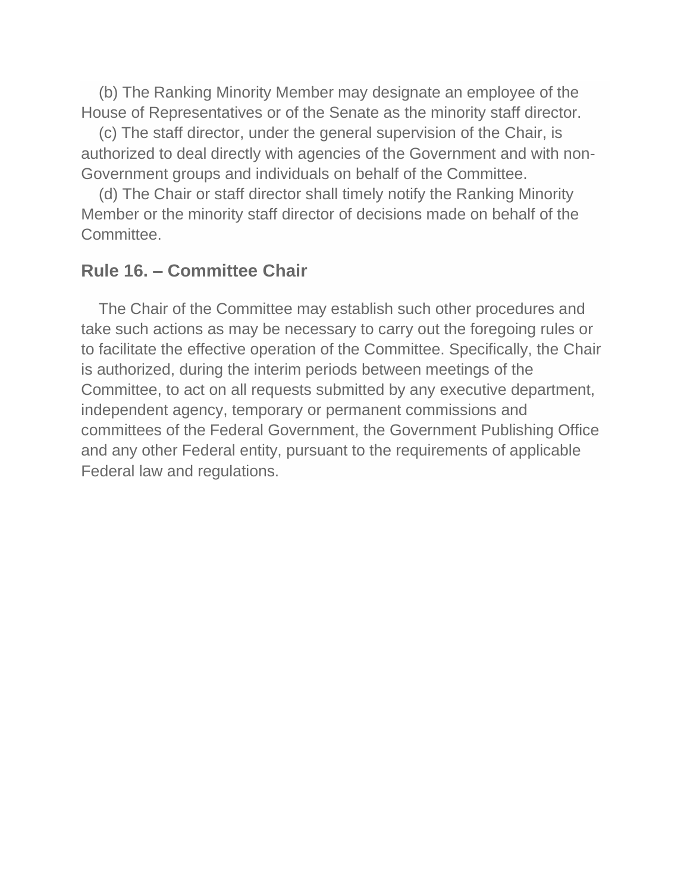(b) The Ranking Minority Member may designate an employee of the House of Representatives or of the Senate as the minority staff director.

(c) The staff director, under the general supervision of the Chair, is authorized to deal directly with agencies of the Government and with non-Government groups and individuals on behalf of the Committee.

(d) The Chair or staff director shall timely notify the Ranking Minority Member or the minority staff director of decisions made on behalf of the Committee.

## Rule 16. – Committee Chair

The Chair of the Committee may establish such other procedures and take such actions as may be necessary to carry out the foregoing rules or to facilitate the effective operation of the Committee. Specifically, the Chair is authorized, during the interim periods between meetings of the Committee, to act on all requests submitted by any executive department, independent agency, temporary or permanent commissions and committees of the Federal Government, the Government Publishing Office and any other Federal entity, pursuant to the requirements of applicable Federal law and regulations.